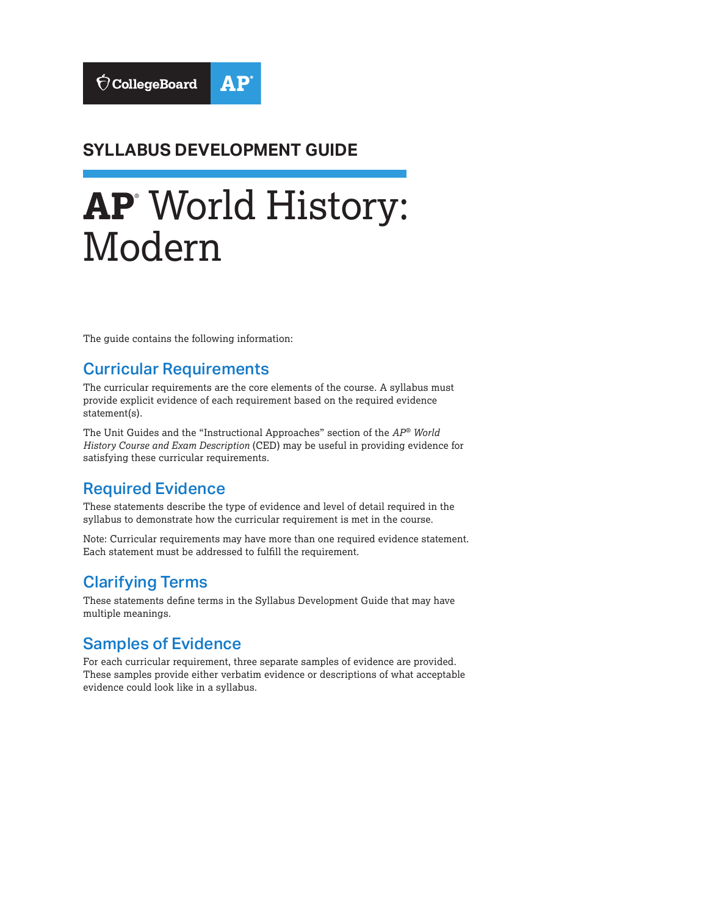CollegeBoard AP

## SYLLABUS DEVELOPMENT GUIDE

# AP® World History: Modern

The guide contains the following information:

## Curricular Requirements

The curricular requirements are the core elements of the course. A syllabus must provide explicit evidence of each requirement based on the required evidence statement(s).

The Unit Guides and the "Instructional Approaches" section of the *AP® World History Course and Exam Description* (CED) may be useful in providing evidence for satisfying these curricular requirements.

## Required Evidence

These statements describe the type of evidence and level of detail required in the syllabus to demonstrate how the curricular requirement is met in the course.

Note: Curricular requirements may have more than one required evidence statement. Each statement must be addressed to fulfill the requirement.

## Clarifying Terms

These statements define terms in the Syllabus Development Guide that may have multiple meanings.

## Samples of Evidence

For each curricular requirement, three separate samples of evidence are provided. These samples provide either verbatim evidence or descriptions of what acceptable evidence could look like in a syllabus.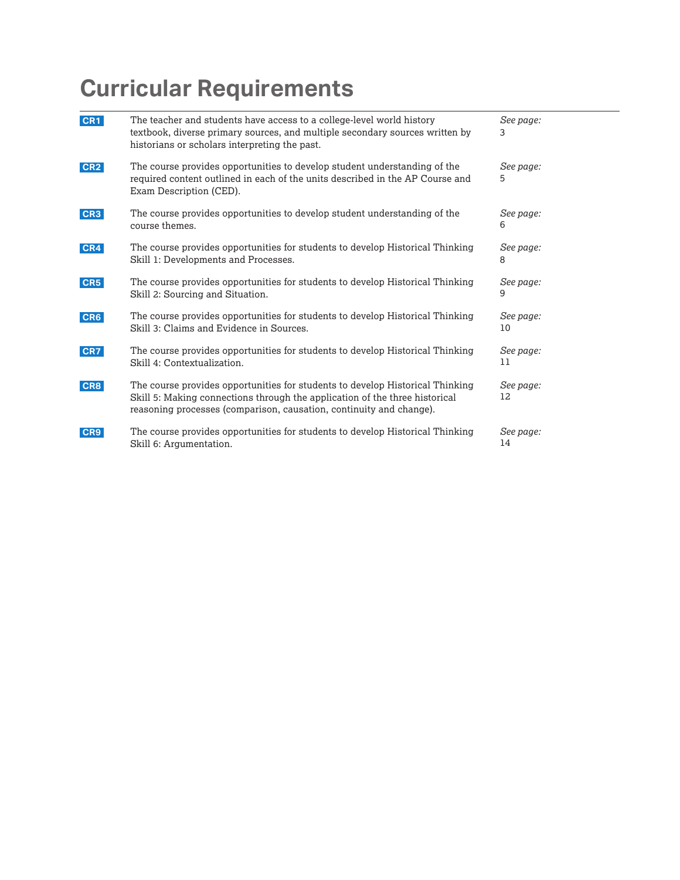# Curricular Requirements

| | | |
|---|---|---|
| CR1 | The teacher and students have access to a college-level world history textbook, diverse primary sources, and multiple secondary sources written by historians or scholars interpreting the past. | *See page:* 3 |
| CR2 | The course provides opportunities to develop student understanding of the required content outlined in each of the units described in the AP Course and Exam Description (CED). | *See page:* 5 |
| CR3 | The course provides opportunities to develop student understanding of the course themes. | *See page:* 6 |
| CR4 | The course provides opportunities for students to develop Historical Thinking Skill 1: Developments and Processes. | *See page:* 8 |
| CR5 | The course provides opportunities for students to develop Historical Thinking Skill 2: Sourcing and Situation. | *See page:* 9 |
| CR6 | The course provides opportunities for students to develop Historical Thinking Skill 3: Claims and Evidence in Sources. | *See page:* 10 |
| CR7 | The course provides opportunities for students to develop Historical Thinking Skill 4: Contextualization. | *See page:* 11 |
| CR8 | The course provides opportunities for students to develop Historical Thinking Skill 5: Making connections through the application of the three historical reasoning processes (comparison, causation, continuity and change). | *See page:* 12 |
| CR9 | The course provides opportunities for students to develop Historical Thinking Skill 6: Argumentation. | *See page:* 14 |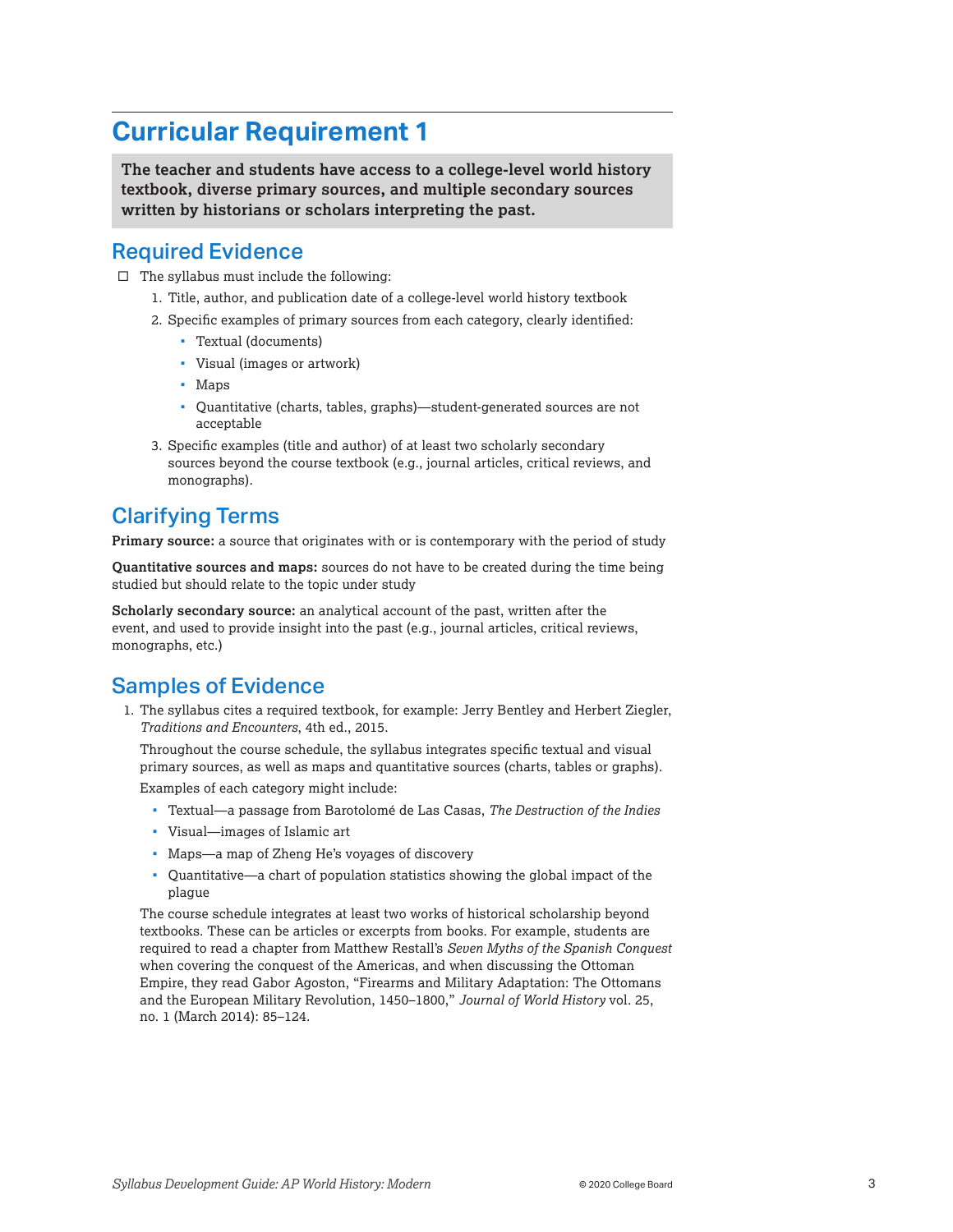# Curricular Requirement 1

**The teacher and students have access to a college-level world history textbook, diverse primary sources, and multiple secondary sources written by historians or scholars interpreting the past.**

## Required Evidence

- ☐ The syllabus must include the following:
  1. Title, author, and publication date of a college-level world history textbook
  2. Specific examples of primary sources from each category, clearly identified:
     - Textual (documents)
     - Visual (images or artwork)
     - Maps
     - Quantitative (charts, tables, graphs)—student-generated sources are not acceptable
  3. Specific examples (title and author) of at least two scholarly secondary sources beyond the course textbook (e.g., journal articles, critical reviews, and monographs).

## Clarifying Terms

**Primary source:** a source that originates with or is contemporary with the period of study

**Quantitative sources and maps:** sources do not have to be created during the time being studied but should relate to the topic under study

**Scholarly secondary source:** an analytical account of the past, written after the event, and used to provide insight into the past (e.g., journal articles, critical reviews, monographs, etc.)

## Samples of Evidence

1. The syllabus cites a required textbook, for example: Jerry Bentley and Herbert Ziegler, *Traditions and Encounters*, 4th ed., 2015.

   Throughout the course schedule, the syllabus integrates specific textual and visual primary sources, as well as maps and quantitative sources (charts, tables or graphs).

   Examples of each category might include:

   - Textual—a passage from Barotolomé de Las Casas, *The Destruction of the Indies*
   - Visual—images of Islamic art
   - Maps—a map of Zheng He's voyages of discovery
   - Quantitative—a chart of population statistics showing the global impact of the plague

   The course schedule integrates at least two works of historical scholarship beyond textbooks. These can be articles or excerpts from books. For example, students are required to read a chapter from Matthew Restall's *Seven Myths of the Spanish Conquest* when covering the conquest of the Americas, and when discussing the Ottoman Empire, they read Gabor Agoston, "Firearms and Military Adaptation: The Ottomans and the European Military Revolution, 1450–1800," *Journal of World History* vol. 25, no. 1 (March 2014): 85–124.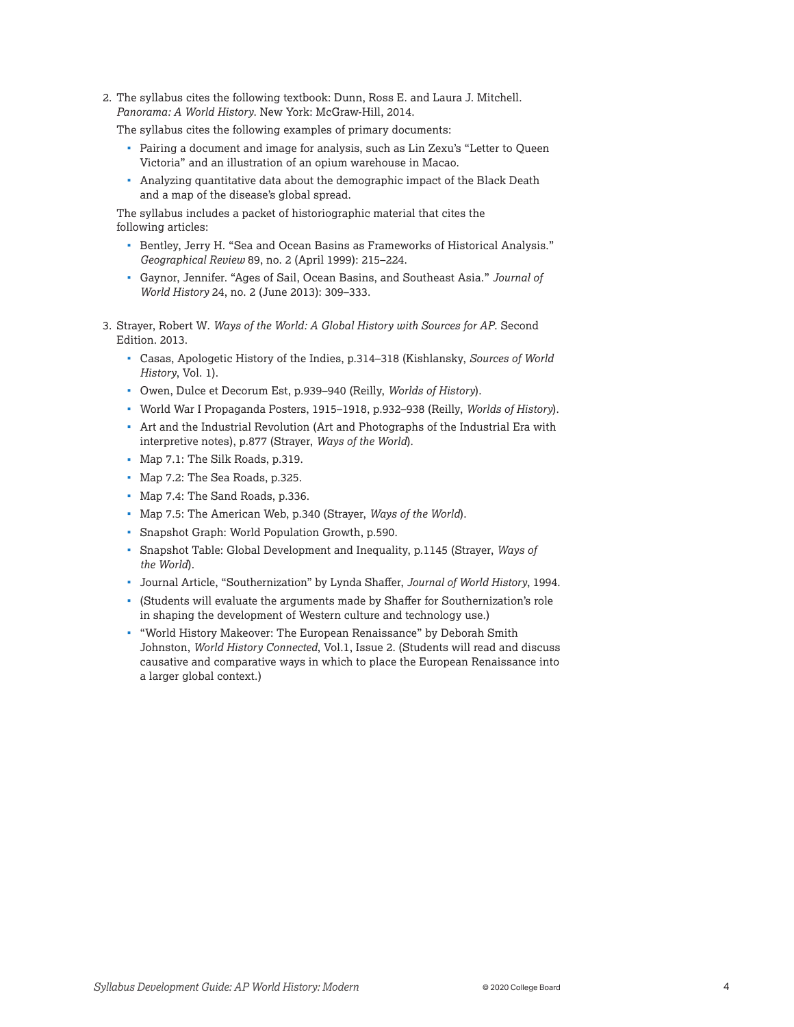2. The syllabus cites the following textbook: Dunn, Ross E. and Laura J. Mitchell. *Panorama: A World History*. New York: McGraw-Hill, 2014.

   The syllabus cites the following examples of primary documents:

   - Pairing a document and image for analysis, such as Lin Zexu's "Letter to Queen Victoria" and an illustration of an opium warehouse in Macao.
   - Analyzing quantitative data about the demographic impact of the Black Death and a map of the disease's global spread.

   The syllabus includes a packet of historiographic material that cites the following articles:

   - Bentley, Jerry H. "Sea and Ocean Basins as Frameworks of Historical Analysis." *Geographical Review* 89, no. 2 (April 1999): 215–224.
   - Gaynor, Jennifer. "Ages of Sail, Ocean Basins, and Southeast Asia." *Journal of World History* 24, no. 2 (June 2013): 309–333.

3. Strayer, Robert W. *Ways of the World: A Global History with Sources for AP*. Second Edition. 2013.

   - Casas, Apologetic History of the Indies, p.314–318 (Kishlansky, *Sources of World History*, Vol. 1).
   - Owen, Dulce et Decorum Est, p.939–940 (Reilly, *Worlds of History*).
   - World War I Propaganda Posters, 1915–1918, p.932–938 (Reilly, *Worlds of History*).
   - Art and the Industrial Revolution (Art and Photographs of the Industrial Era with interpretive notes), p.877 (Strayer, *Ways of the World*).
   - Map 7.1: The Silk Roads, p.319.
   - Map 7.2: The Sea Roads, p.325.
   - Map 7.4: The Sand Roads, p.336.
   - Map 7.5: The American Web, p.340 (Strayer, *Ways of the World*).
   - Snapshot Graph: World Population Growth, p.590.
   - Snapshot Table: Global Development and Inequality, p.1145 (Strayer, *Ways of the World*).
   - Journal Article, "Southernization" by Lynda Shaffer, *Journal of World History*, 1994.
   - (Students will evaluate the arguments made by Shaffer for Southernization's role in shaping the development of Western culture and technology use.)
   - "World History Makeover: The European Renaissance" by Deborah Smith Johnston, *World History Connected*, Vol.1, Issue 2. (Students will read and discuss causative and comparative ways in which to place the European Renaissance into a larger global context.)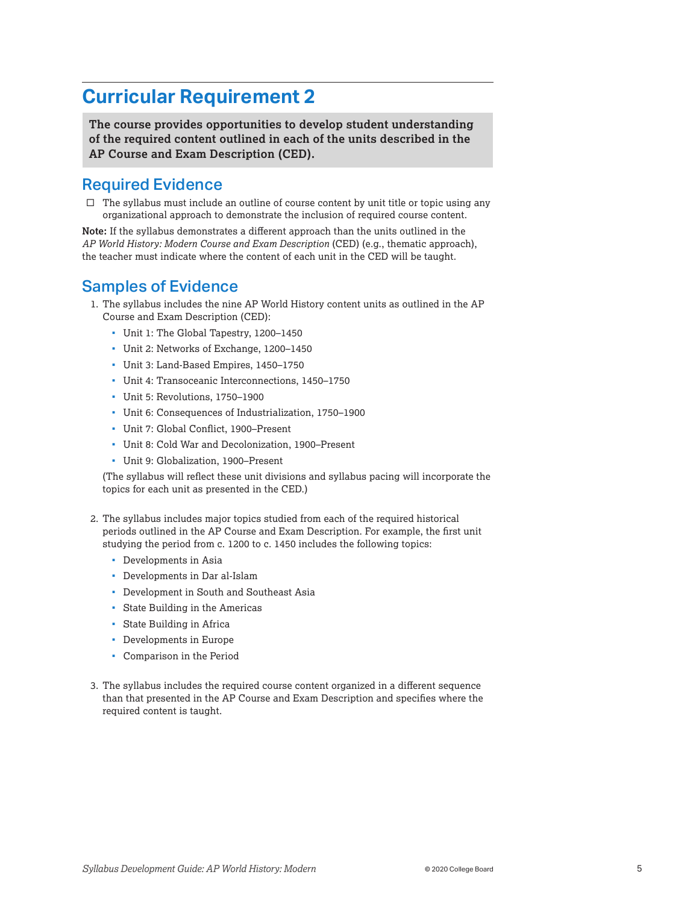# Curricular Requirement 2

**The course provides opportunities to develop student understanding of the required content outlined in each of the units described in the AP Course and Exam Description (CED).**

## Required Evidence

- ☐ The syllabus must include an outline of course content by unit title or topic using any organizational approach to demonstrate the inclusion of required course content.

**Note:** If the syllabus demonstrates a different approach than the units outlined in the *AP World History: Modern Course and Exam Description* (CED) (e.g., thematic approach), the teacher must indicate where the content of each unit in the CED will be taught.

## Samples of Evidence

1. The syllabus includes the nine AP World History content units as outlined in the AP Course and Exam Description (CED):
   - Unit 1: The Global Tapestry, 1200–1450
   - Unit 2: Networks of Exchange, 1200–1450
   - Unit 3: Land-Based Empires, 1450–1750
   - Unit 4: Transoceanic Interconnections, 1450–1750
   - Unit 5: Revolutions, 1750–1900
   - Unit 6: Consequences of Industrialization, 1750–1900
   - Unit 7: Global Conflict, 1900–Present
   - Unit 8: Cold War and Decolonization, 1900–Present
   - Unit 9: Globalization, 1900–Present

   (The syllabus will reflect these unit divisions and syllabus pacing will incorporate the topics for each unit as presented in the CED.)

2. The syllabus includes major topics studied from each of the required historical periods outlined in the AP Course and Exam Description. For example, the first unit studying the period from c. 1200 to c. 1450 includes the following topics:
   - Developments in Asia
   - Developments in Dar al-Islam
   - Development in South and Southeast Asia
   - State Building in the Americas
   - State Building in Africa
   - Developments in Europe
   - Comparison in the Period

3. The syllabus includes the required course content organized in a different sequence than that presented in the AP Course and Exam Description and specifies where the required content is taught.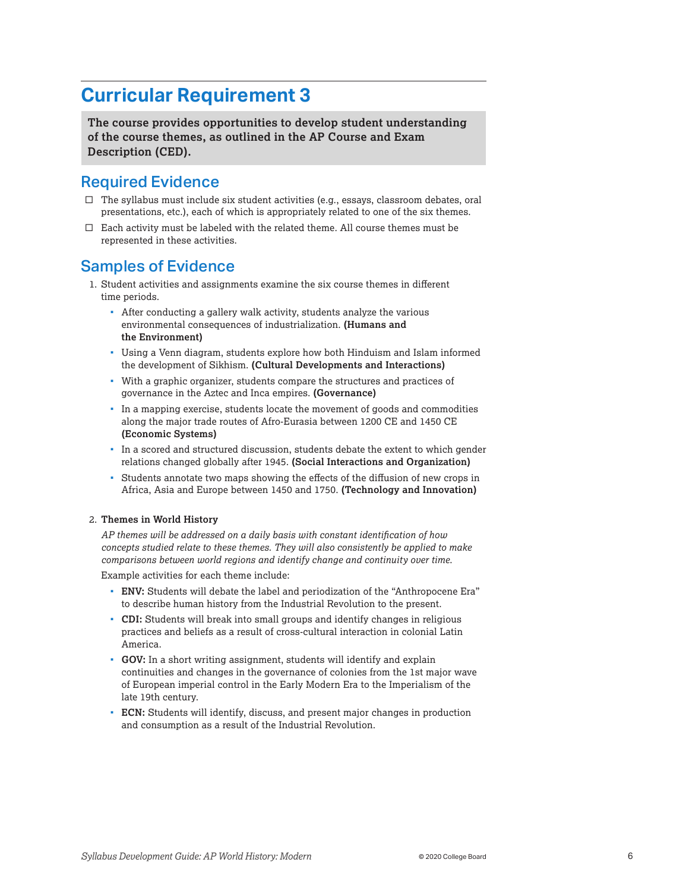# Curricular Requirement 3

**The course provides opportunities to develop student understanding of the course themes, as outlined in the AP Course and Exam Description (CED).**

## Required Evidence

- ☐ The syllabus must include six student activities (e.g., essays, classroom debates, oral presentations, etc.), each of which is appropriately related to one of the six themes.
- ☐ Each activity must be labeled with the related theme. All course themes must be represented in these activities.

## Samples of Evidence

1. Student activities and assignments examine the six course themes in different time periods.
   - After conducting a gallery walk activity, students analyze the various environmental consequences of industrialization. **(Humans and the Environment)**
   - Using a Venn diagram, students explore how both Hinduism and Islam informed the development of Sikhism. **(Cultural Developments and Interactions)**
   - With a graphic organizer, students compare the structures and practices of governance in the Aztec and Inca empires. **(Governance)**
   - In a mapping exercise, students locate the movement of goods and commodities along the major trade routes of Afro-Eurasia between 1200 CE and 1450 CE **(Economic Systems)**
   - In a scored and structured discussion, students debate the extent to which gender relations changed globally after 1945. **(Social Interactions and Organization)**
   - Students annotate two maps showing the effects of the diffusion of new crops in Africa, Asia and Europe between 1450 and 1750. **(Technology and Innovation)**

2. **Themes in World History**

   *AP themes will be addressed on a daily basis with constant identification of how concepts studied relate to these themes. They will also consistently be applied to make comparisons between world regions and identify change and continuity over time.*

   Example activities for each theme include:
   - **ENV:** Students will debate the label and periodization of the "Anthropocene Era" to describe human history from the Industrial Revolution to the present.
   - **CDI:** Students will break into small groups and identify changes in religious practices and beliefs as a result of cross-cultural interaction in colonial Latin America.
   - **GOV:** In a short writing assignment, students will identify and explain continuities and changes in the governance of colonies from the 1st major wave of European imperial control in the Early Modern Era to the Imperialism of the late 19th century.
   - **ECN:** Students will identify, discuss, and present major changes in production and consumption as a result of the Industrial Revolution.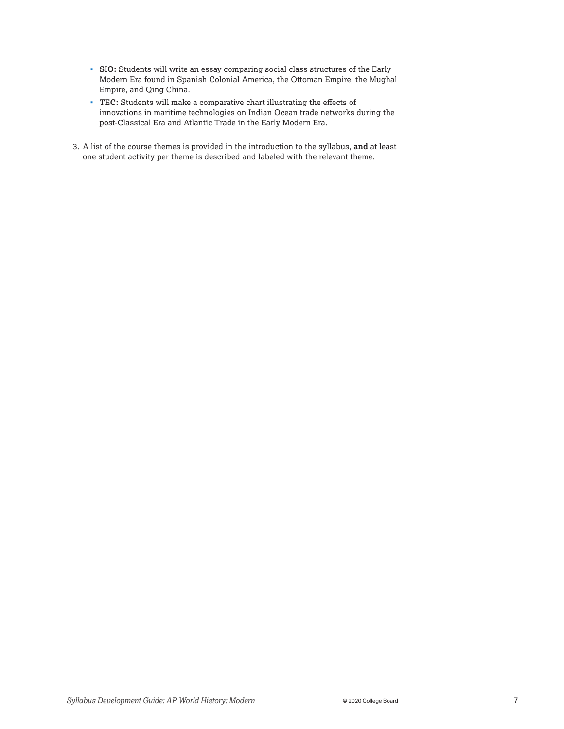- **SIO:** Students will write an essay comparing social class structures of the Early Modern Era found in Spanish Colonial America, the Ottoman Empire, the Mughal Empire, and Qing China.
- **TEC:** Students will make a comparative chart illustrating the effects of innovations in maritime technologies on Indian Ocean trade networks during the post-Classical Era and Atlantic Trade in the Early Modern Era.

3. A list of the course themes is provided in the introduction to the syllabus, **and** at least one student activity per theme is described and labeled with the relevant theme.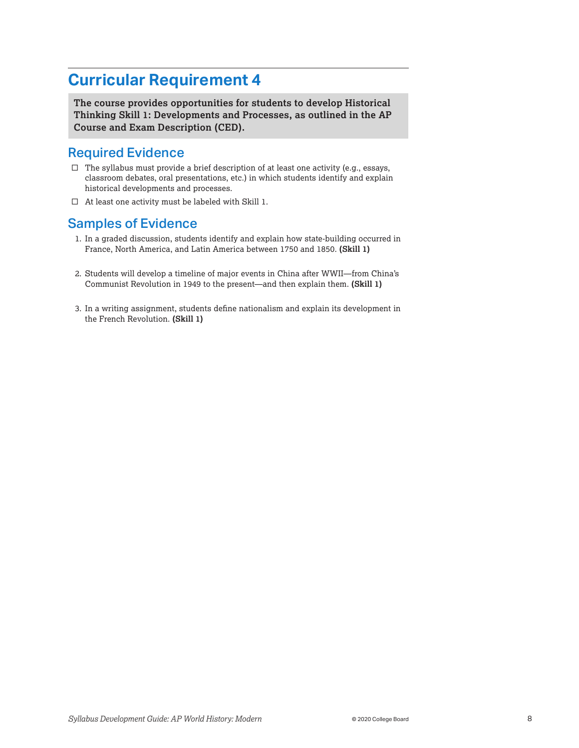# Curricular Requirement 4

**The course provides opportunities for students to develop Historical Thinking Skill 1: Developments and Processes, as outlined in the AP Course and Exam Description (CED).**

## Required Evidence

- ☐ The syllabus must provide a brief description of at least one activity (e.g., essays, classroom debates, oral presentations, etc.) in which students identify and explain historical developments and processes.
- ☐ At least one activity must be labeled with Skill 1.

## Samples of Evidence

1. In a graded discussion, students identify and explain how state-building occurred in France, North America, and Latin America between 1750 and 1850. **(Skill 1)**

2. Students will develop a timeline of major events in China after WWII—from China's Communist Revolution in 1949 to the present—and then explain them. **(Skill 1)**

3. In a writing assignment, students define nationalism and explain its development in the French Revolution. **(Skill 1)**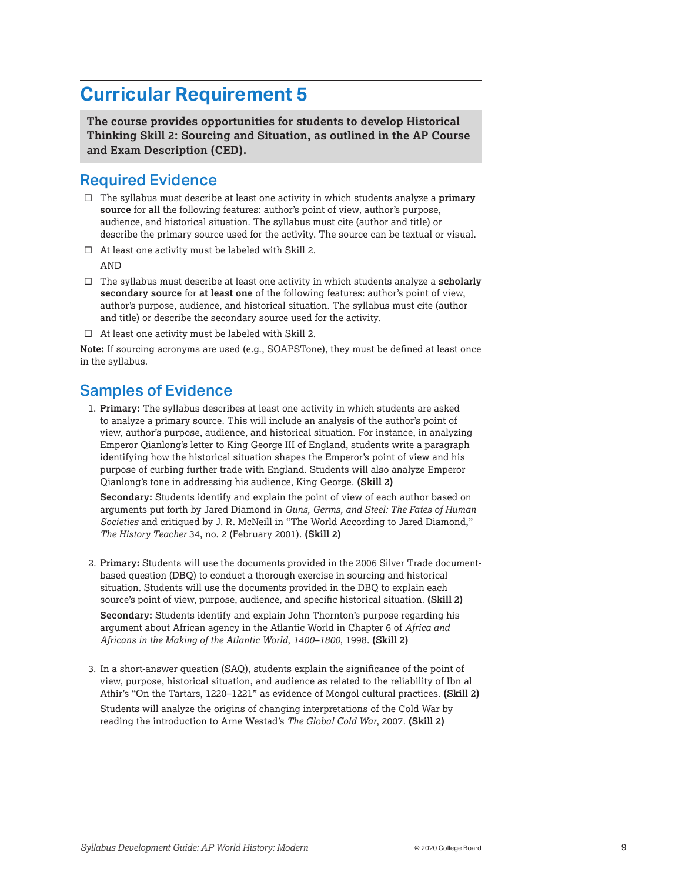# Curricular Requirement 5

**The course provides opportunities for students to develop Historical Thinking Skill 2: Sourcing and Situation, as outlined in the AP Course and Exam Description (CED).**

## Required Evidence

- ☐ The syllabus must describe at least one activity in which students analyze a **primary source** for **all** the following features: author's point of view, author's purpose, audience, and historical situation. The syllabus must cite (author and title) or describe the primary source used for the activity. The source can be textual or visual.
- ☐ At least one activity must be labeled with Skill 2.

  AND

- ☐ The syllabus must describe at least one activity in which students analyze a **scholarly secondary source** for **at least one** of the following features: author's point of view, author's purpose, audience, and historical situation. The syllabus must cite (author and title) or describe the secondary source used for the activity.
- ☐ At least one activity must be labeled with Skill 2.

**Note:** If sourcing acronyms are used (e.g., SOAPSTone), they must be defined at least once in the syllabus.

## Samples of Evidence

1. **Primary:** The syllabus describes at least one activity in which students are asked to analyze a primary source. This will include an analysis of the author's point of view, author's purpose, audience, and historical situation. For instance, in analyzing Emperor Qianlong's letter to King George III of England, students write a paragraph identifying how the historical situation shapes the Emperor's point of view and his purpose of curbing further trade with England. Students will also analyze Emperor Qianlong's tone in addressing his audience, King George. **(Skill 2)**

   **Secondary:** Students identify and explain the point of view of each author based on arguments put forth by Jared Diamond in *Guns, Germs, and Steel: The Fates of Human Societies* and critiqued by J. R. McNeill in "The World According to Jared Diamond," *The History Teacher* 34, no. 2 (February 2001). **(Skill 2)**

2. **Primary:** Students will use the documents provided in the 2006 Silver Trade document-based question (DBQ) to conduct a thorough exercise in sourcing and historical situation. Students will use the documents provided in the DBQ to explain each source's point of view, purpose, audience, and specific historical situation. **(Skill 2)**

   **Secondary:** Students identify and explain John Thornton's purpose regarding his argument about African agency in the Atlantic World in Chapter 6 of *Africa and Africans in the Making of the Atlantic World, 1400–1800*, 1998. **(Skill 2)**

3. In a short-answer question (SAQ), students explain the significance of the point of view, purpose, historical situation, and audience as related to the reliability of Ibn al Athir's "On the Tartars, 1220–1221" as evidence of Mongol cultural practices. **(Skill 2)**

   Students will analyze the origins of changing interpretations of the Cold War by reading the introduction to Arne Westad's *The Global Cold War*, 2007. **(Skill 2)**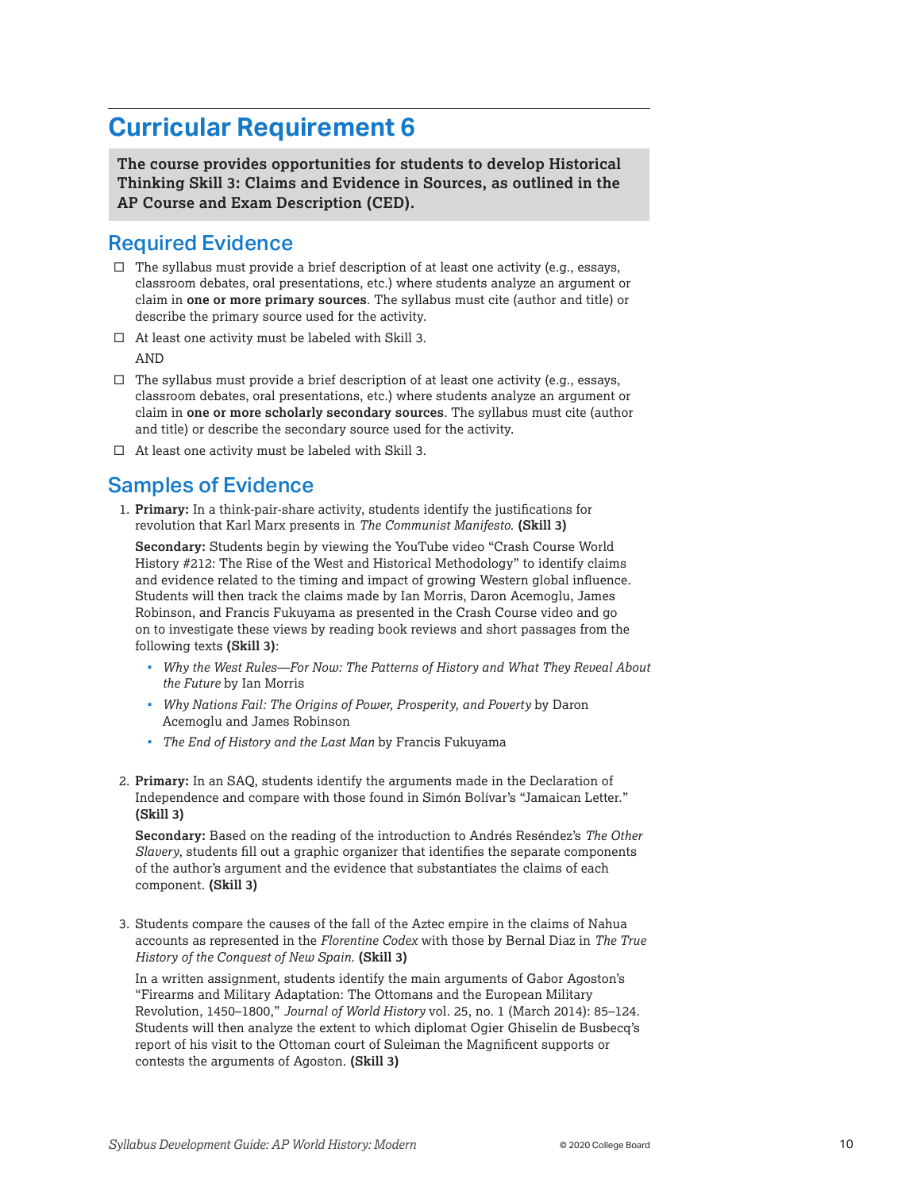# Curricular Requirement 6

**The course provides opportunities for students to develop Historical Thinking Skill 3: Claims and Evidence in Sources, as outlined in the AP Course and Exam Description (CED).**

## Required Evidence

- ☐ The syllabus must provide a brief description of at least one activity (e.g., essays, classroom debates, oral presentations, etc.) where students analyze an argument or claim in **one or more primary sources**. The syllabus must cite (author and title) or describe the primary source used for the activity.
- ☐ At least one activity must be labeled with Skill 3.

  AND

- ☐ The syllabus must provide a brief description of at least one activity (e.g., essays, classroom debates, oral presentations, etc.) where students analyze an argument or claim in **one or more scholarly secondary sources**. The syllabus must cite (author and title) or describe the secondary source used for the activity.
- ☐ At least one activity must be labeled with Skill 3.

## Samples of Evidence

1. **Primary:** In a think-pair-share activity, students identify the justifications for revolution that Karl Marx presents in *The Communist Manifesto*. **(Skill 3)**

   **Secondary:** Students begin by viewing the YouTube video "Crash Course World History #212: The Rise of the West and Historical Methodology" to identify claims and evidence related to the timing and impact of growing Western global influence. Students will then track the claims made by Ian Morris, Daron Acemoglu, James Robinson, and Francis Fukuyama as presented in the Crash Course video and go on to investigate these views by reading book reviews and short passages from the following texts **(Skill 3)**:

   - *Why the West Rules—For Now: The Patterns of History and What They Reveal About the Future* by Ian Morris
   - *Why Nations Fail: The Origins of Power, Prosperity, and Poverty* by Daron Acemoglu and James Robinson
   - *The End of History and the Last Man* by Francis Fukuyama

2. **Primary:** In an SAQ, students identify the arguments made in the Declaration of Independence and compare with those found in Simón Bolívar's "Jamaican Letter." **(Skill 3)**

   **Secondary:** Based on the reading of the introduction to Andrés Reséndez's *The Other Slavery*, students fill out a graphic organizer that identifies the separate components of the author's argument and the evidence that substantiates the claims of each component. **(Skill 3)**

3. Students compare the causes of the fall of the Aztec empire in the claims of Nahua accounts as represented in the *Florentine Codex* with those by Bernal Diaz in *The True History of the Conquest of New Spain*. **(Skill 3)**

   In a written assignment, students identify the main arguments of Gabor Agoston's "Firearms and Military Adaptation: The Ottomans and the European Military Revolution, 1450–1800," *Journal of World History* vol. 25, no. 1 (March 2014): 85–124. Students will then analyze the extent to which diplomat Ogier Ghiselin de Busbecq's report of his visit to the Ottoman court of Suleiman the Magnificent supports or contests the arguments of Agoston. **(Skill 3)**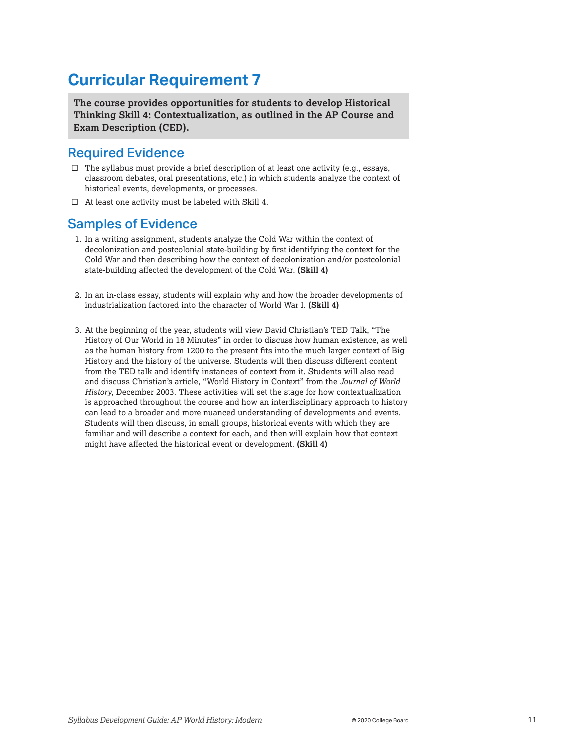# Curricular Requirement 7

**The course provides opportunities for students to develop Historical Thinking Skill 4: Contextualization, as outlined in the AP Course and Exam Description (CED).**

## Required Evidence

- ☐ The syllabus must provide a brief description of at least one activity (e.g., essays, classroom debates, oral presentations, etc.) in which students analyze the context of historical events, developments, or processes.
- ☐ At least one activity must be labeled with Skill 4.

## Samples of Evidence

1. In a writing assignment, students analyze the Cold War within the context of decolonization and postcolonial state-building by first identifying the context for the Cold War and then describing how the context of decolonization and/or postcolonial state-building affected the development of the Cold War. **(Skill 4)**

2. In an in-class essay, students will explain why and how the broader developments of industrialization factored into the character of World War I. **(Skill 4)**

3. At the beginning of the year, students will view David Christian's TED Talk, "The History of Our World in 18 Minutes" in order to discuss how human existence, as well as the human history from 1200 to the present fits into the much larger context of Big History and the history of the universe. Students will then discuss different content from the TED talk and identify instances of context from it. Students will also read and discuss Christian's article, "World History in Context" from the *Journal of World History*, December 2003. These activities will set the stage for how contextualization is approached throughout the course and how an interdisciplinary approach to history can lead to a broader and more nuanced understanding of developments and events. Students will then discuss, in small groups, historical events with which they are familiar and will describe a context for each, and then will explain how that context might have affected the historical event or development. **(Skill 4)**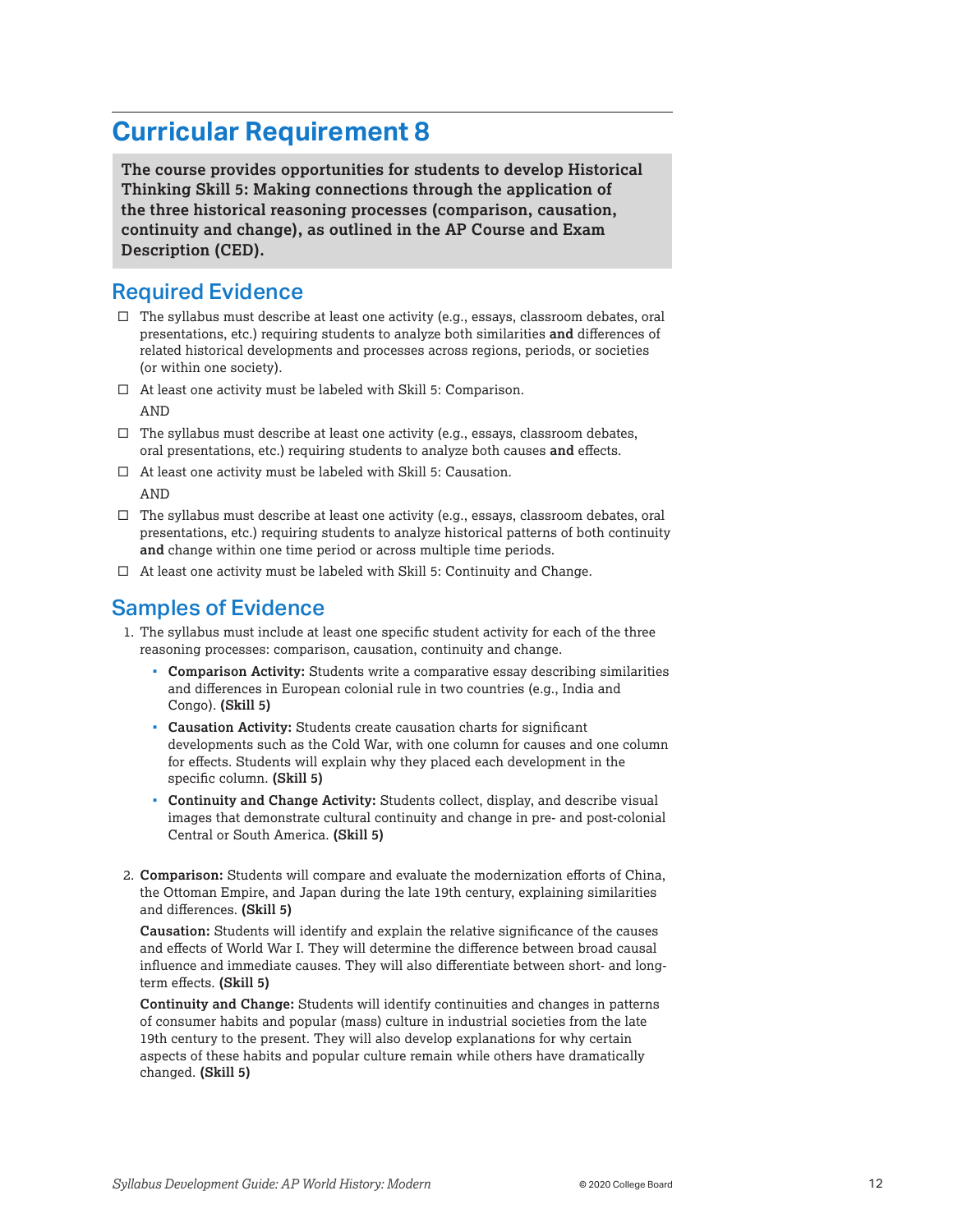# Curricular Requirement 8

**The course provides opportunities for students to develop Historical Thinking Skill 5: Making connections through the application of the three historical reasoning processes (comparison, causation, continuity and change), as outlined in the AP Course and Exam Description (CED).**

## Required Evidence

- ☐ The syllabus must describe at least one activity (e.g., essays, classroom debates, oral presentations, etc.) requiring students to analyze both similarities **and** differences of related historical developments and processes across regions, periods, or societies (or within one society).
- ☐ At least one activity must be labeled with Skill 5: Comparison.

  AND

- ☐ The syllabus must describe at least one activity (e.g., essays, classroom debates, oral presentations, etc.) requiring students to analyze both causes **and** effects.
- ☐ At least one activity must be labeled with Skill 5: Causation.

  AND

- ☐ The syllabus must describe at least one activity (e.g., essays, classroom debates, oral presentations, etc.) requiring students to analyze historical patterns of both continuity **and** change within one time period or across multiple time periods.
- ☐ At least one activity must be labeled with Skill 5: Continuity and Change.

## Samples of Evidence

1. The syllabus must include at least one specific student activity for each of the three reasoning processes: comparison, causation, continuity and change.
   - **Comparison Activity:** Students write a comparative essay describing similarities and differences in European colonial rule in two countries (e.g., India and Congo). **(Skill 5)**
   - **Causation Activity:** Students create causation charts for significant developments such as the Cold War, with one column for causes and one column for effects. Students will explain why they placed each development in the specific column. **(Skill 5)**
   - **Continuity and Change Activity:** Students collect, display, and describe visual images that demonstrate cultural continuity and change in pre- and post-colonial Central or South America. **(Skill 5)**

2. **Comparison:** Students will compare and evaluate the modernization efforts of China, the Ottoman Empire, and Japan during the late 19th century, explaining similarities and differences. **(Skill 5)**

   **Causation:** Students will identify and explain the relative significance of the causes and effects of World War I. They will determine the difference between broad causal influence and immediate causes. They will also differentiate between short- and long-term effects. **(Skill 5)**

   **Continuity and Change:** Students will identify continuities and changes in patterns of consumer habits and popular (mass) culture in industrial societies from the late 19th century to the present. They will also develop explanations for why certain aspects of these habits and popular culture remain while others have dramatically changed. **(Skill 5)**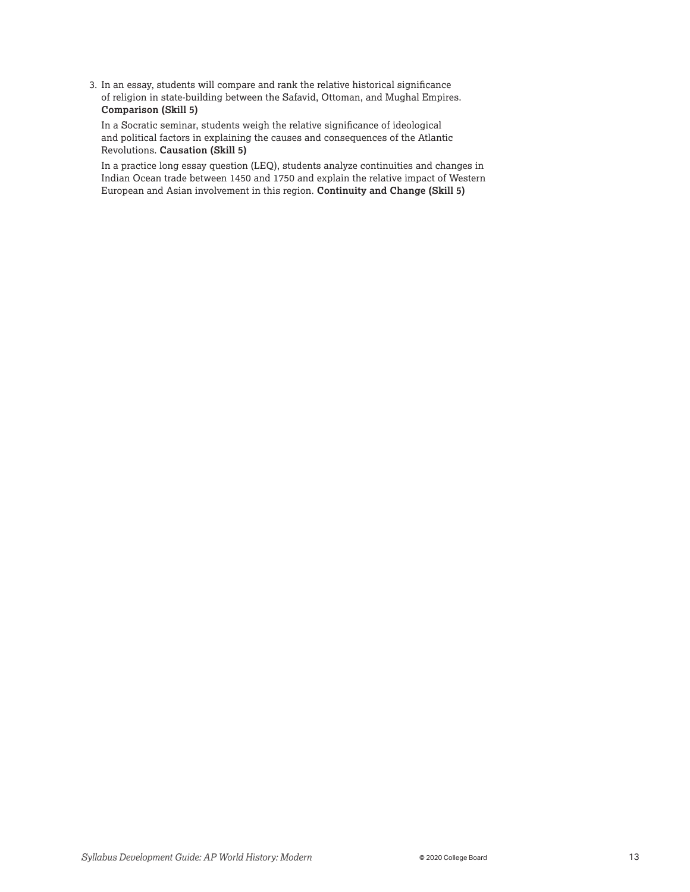3. In an essay, students will compare and rank the relative historical significance of religion in state-building between the Safavid, Ottoman, and Mughal Empires. **Comparison (Skill 5)**

   In a Socratic seminar, students weigh the relative significance of ideological and political factors in explaining the causes and consequences of the Atlantic Revolutions. **Causation (Skill 5)**

   In a practice long essay question (LEQ), students analyze continuities and changes in Indian Ocean trade between 1450 and 1750 and explain the relative impact of Western European and Asian involvement in this region. **Continuity and Change (Skill 5)**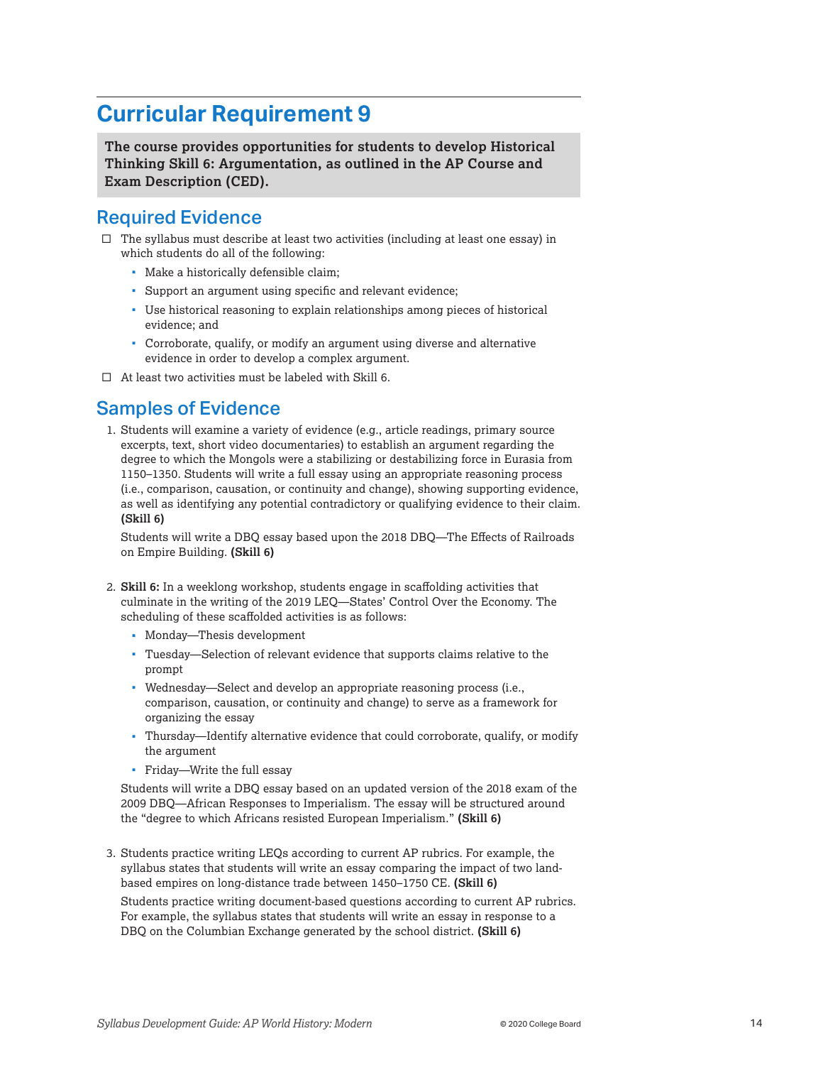# Curricular Requirement 9

**The course provides opportunities for students to develop Historical Thinking Skill 6: Argumentation, as outlined in the AP Course and Exam Description (CED).**

## Required Evidence

- ☐ The syllabus must describe at least two activities (including at least one essay) in which students do all of the following:
  - Make a historically defensible claim;
  - Support an argument using specific and relevant evidence;
  - Use historical reasoning to explain relationships among pieces of historical evidence; and
  - Corroborate, qualify, or modify an argument using diverse and alternative evidence in order to develop a complex argument.
- ☐ At least two activities must be labeled with Skill 6.

## Samples of Evidence

1. Students will examine a variety of evidence (e.g., article readings, primary source excerpts, text, short video documentaries) to establish an argument regarding the degree to which the Mongols were a stabilizing or destabilizing force in Eurasia from 1150–1350. Students will write a full essay using an appropriate reasoning process (i.e., comparison, causation, or continuity and change), showing supporting evidence, as well as identifying any potential contradictory or qualifying evidence to their claim. **(Skill 6)**

   Students will write a DBQ essay based upon the 2018 DBQ—The Effects of Railroads on Empire Building. **(Skill 6)**

2. **Skill 6:** In a weeklong workshop, students engage in scaffolding activities that culminate in the writing of the 2019 LEQ—States' Control Over the Economy. The scheduling of these scaffolded activities is as follows:
   - Monday—Thesis development
   - Tuesday—Selection of relevant evidence that supports claims relative to the prompt
   - Wednesday—Select and develop an appropriate reasoning process (i.e., comparison, causation, or continuity and change) to serve as a framework for organizing the essay
   - Thursday—Identify alternative evidence that could corroborate, qualify, or modify the argument
   - Friday—Write the full essay

   Students will write a DBQ essay based on an updated version of the 2018 exam of the 2009 DBQ—African Responses to Imperialism. The essay will be structured around the "degree to which Africans resisted European Imperialism." **(Skill 6)**

3. Students practice writing LEQs according to current AP rubrics. For example, the syllabus states that students will write an essay comparing the impact of two land-based empires on long-distance trade between 1450–1750 CE. **(Skill 6)**

   Students practice writing document-based questions according to current AP rubrics. For example, the syllabus states that students will write an essay in response to a DBQ on the Columbian Exchange generated by the school district. **(Skill 6)**